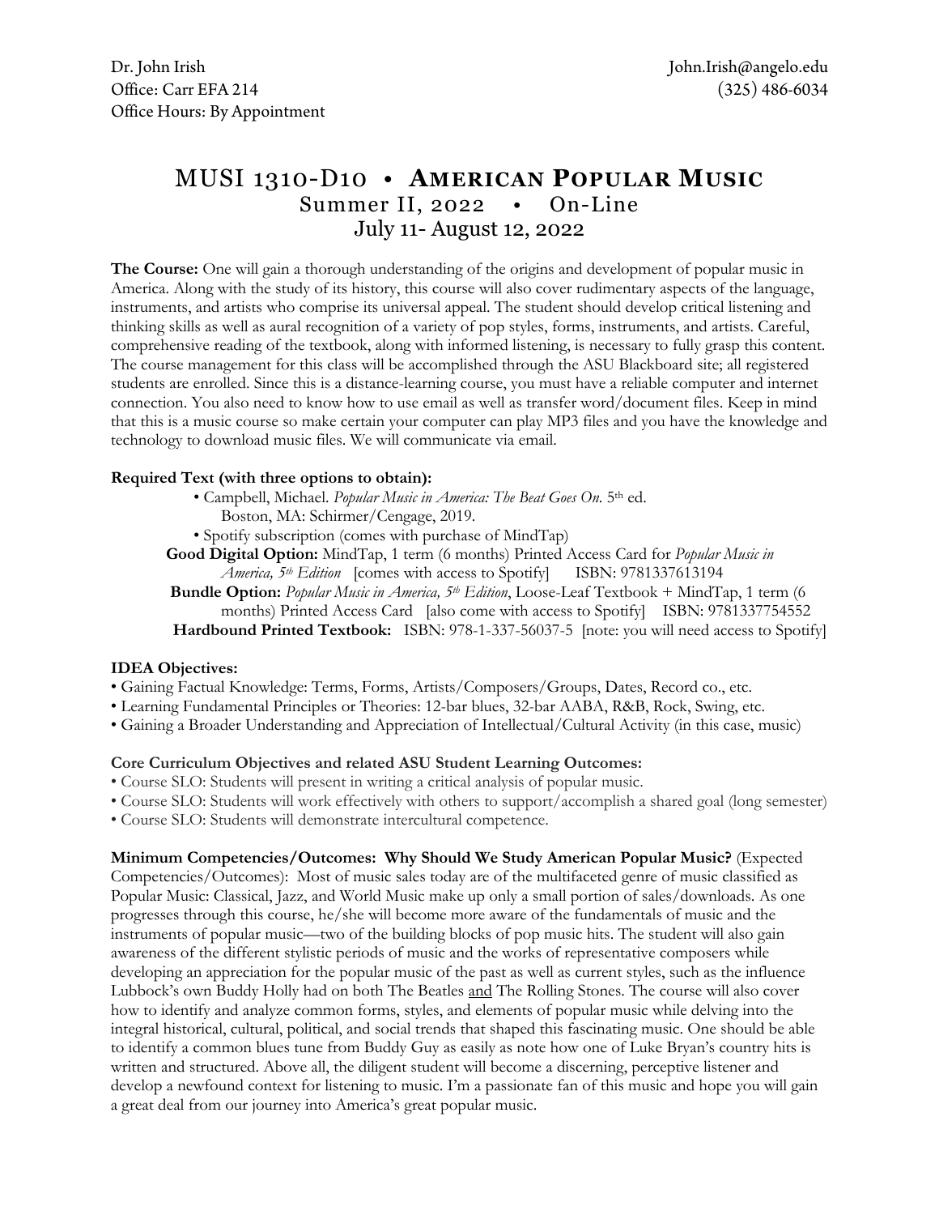Dr. John Irish
Office: Carr EFA 214
Office Hours: By Appointment

John.Irish@angelo.edu
(325) 486-6034

# MUSI 1310-D10 • **American Popular Music**

## Summer II, 2022 • On-Line
## July 11- August 12, 2022

**The Course:** One will gain a thorough understanding of the origins and development of popular music in America. Along with the study of its history, this course will also cover rudimentary aspects of the language, instruments, and artists who comprise its universal appeal. The student should develop critical listening and thinking skills as well as aural recognition of a variety of pop styles, forms, instruments, and artists. Careful, comprehensive reading of the textbook, along with informed listening, is necessary to fully grasp this content. The course management for this class will be accomplished through the ASU Blackboard site; all registered students are enrolled. Since this is a distance-learning course, you must have a reliable computer and internet connection. You also need to know how to use email as well as transfer word/document files. Keep in mind that this is a music course so make certain your computer can play MP3 files and you have the knowledge and technology to download music files. We will communicate via email.

**Required Text (with three options to obtain):**

- Campbell, Michael. *Popular Music in America: The Beat Goes On.* 5th ed. Boston, MA: Schirmer/Cengage, 2019.
- Spotify subscription (comes with purchase of MindTap)

**Good Digital Option:** MindTap, 1 term (6 months) Printed Access Card for *Popular Music in America, 5th Edition* [comes with access to Spotify] ISBN: 9781337613194

**Bundle Option:** *Popular Music in America, 5th Edition*, Loose-Leaf Textbook + MindTap, 1 term (6 months) Printed Access Card [also come with access to Spotify] ISBN: 9781337754552

**Hardbound Printed Textbook:** ISBN: 978-1-337-56037-5 [note: you will need access to Spotify]

**IDEA Objectives:**

- Gaining Factual Knowledge: Terms, Forms, Artists/Composers/Groups, Dates, Record co., etc.
- Learning Fundamental Principles or Theories: 12-bar blues, 32-bar AABA, R&B, Rock, Swing, etc.
- Gaining a Broader Understanding and Appreciation of Intellectual/Cultural Activity (in this case, music)

**Core Curriculum Objectives and related ASU Student Learning Outcomes:**

- Course SLO: Students will present in writing a critical analysis of popular music.
- Course SLO: Students will work effectively with others to support/accomplish a shared goal (long semester)
- Course SLO: Students will demonstrate intercultural competence.

**Minimum Competencies/Outcomes: Why Should We Study American Popular Music?** (Expected Competencies/Outcomes): Most of music sales today are of the multifaceted genre of music classified as Popular Music: Classical, Jazz, and World Music make up only a small portion of sales/downloads. As one progresses through this course, he/she will become more aware of the fundamentals of music and the instruments of popular music—two of the building blocks of pop music hits. The student will also gain awareness of the different stylistic periods of music and the works of representative composers while developing an appreciation for the popular music of the past as well as current styles, such as the influence Lubbock's own Buddy Holly had on both The Beatles and The Rolling Stones. The course will also cover how to identify and analyze common forms, styles, and elements of popular music while delving into the integral historical, cultural, political, and social trends that shaped this fascinating music. One should be able to identify a common blues tune from Buddy Guy as easily as note how one of Luke Bryan's country hits is written and structured. Above all, the diligent student will become a discerning, perceptive listener and develop a newfound context for listening to music. I'm a passionate fan of this music and hope you will gain a great deal from our journey into America's great popular music.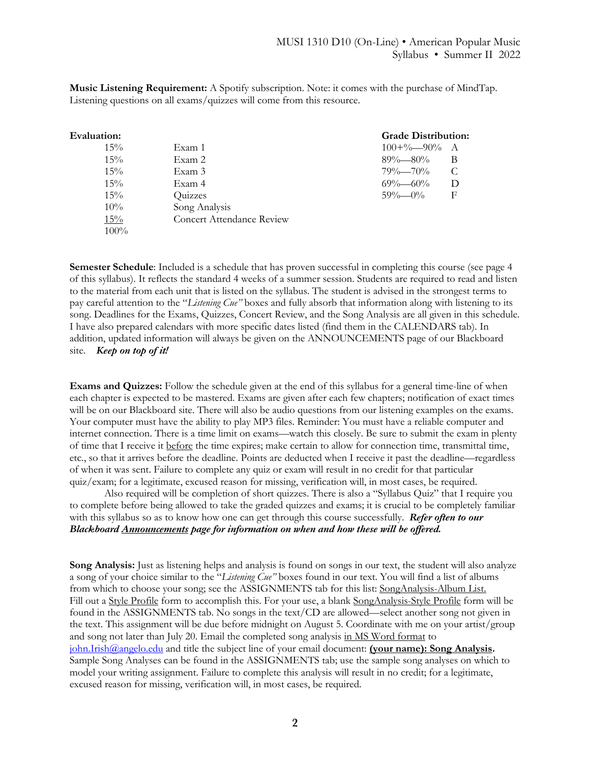**Music Listening Requirement:** A Spotify subscription. Note: it comes with the purchase of MindTap. Listening questions on all exams/quizzes will come from this resource.

**Evaluation:**

| | |
|---|---|
| 15% | Exam 1 |
| 15% | Exam 2 |
| 15% | Exam 3 |
| 15% | Exam 4 |
| 15% | Quizzes |
| 10% | Song Analysis |
| 15% | Concert Attendance Review |
| 100% | |

**Grade Distribution:**

| | |
|---|---|
| 100+%—90% | A |
| 89%—80% | B |
| 79%—70% | C |
| 69%—60% | D |
| 59%—0% | F |

**Semester Schedule**: Included is a schedule that has proven successful in completing this course (see page 4 of this syllabus). It reflects the standard 4 weeks of a summer session. Students are required to read and listen to the material from each unit that is listed on the syllabus. The student is advised in the strongest terms to pay careful attention to the "*Listening Cue"* boxes and fully absorb that information along with listening to its song. Deadlines for the Exams, Quizzes, Concert Review, and the Song Analysis are all given in this schedule. I have also prepared calendars with more specific dates listed (find them in the CALENDARS tab). In addition, updated information will always be given on the ANNOUNCEMENTS page of our Blackboard site. ***Keep on top of it!***

**Exams and Quizzes:** Follow the schedule given at the end of this syllabus for a general time-line of when each chapter is expected to be mastered. Exams are given after each few chapters; notification of exact times will be on our Blackboard site. There will also be audio questions from our listening examples on the exams. Your computer must have the ability to play MP3 files. Reminder: You must have a reliable computer and internet connection. There is a time limit on exams—watch this closely. Be sure to submit the exam in plenty of time that I receive it before the time expires; make certain to allow for connection time, transmittal time, etc., so that it arrives before the deadline. Points are deducted when I receive it past the deadline—regardless of when it was sent. Failure to complete any quiz or exam will result in no credit for that particular quiz/exam; for a legitimate, excused reason for missing, verification will, in most cases, be required.

Also required will be completion of short quizzes. There is also a "Syllabus Quiz" that I require you to complete before being allowed to take the graded quizzes and exams; it is crucial to be completely familiar with this syllabus so as to know how one can get through this course successfully. ***Refer often to our Blackboard Announcements page for information on when and how these will be offered.***

**Song Analysis:** Just as listening helps and analysis is found on songs in our text, the student will also analyze a song of your choice similar to the "*Listening Cue"* boxes found in our text. You will find a list of albums from which to choose your song; see the ASSIGNMENTS tab for this list: SongAnalysis-Album List. Fill out a Style Profile form to accomplish this. For your use, a blank SongAnalysis-Style Profile form will be found in the ASSIGNMENTS tab. No songs in the text/CD are allowed—select another song not given in the text. This assignment will be due before midnight on August 5. Coordinate with me on your artist/group and song not later than July 20. Email the completed song analysis in MS Word format to john.Irish@angelo.edu and title the subject line of your email document: **(your name): Song Analysis.** Sample Song Analyses can be found in the ASSIGNMENTS tab; use the sample song analyses on which to model your writing assignment. Failure to complete this analysis will result in no credit; for a legitimate, excused reason for missing, verification will, in most cases, be required.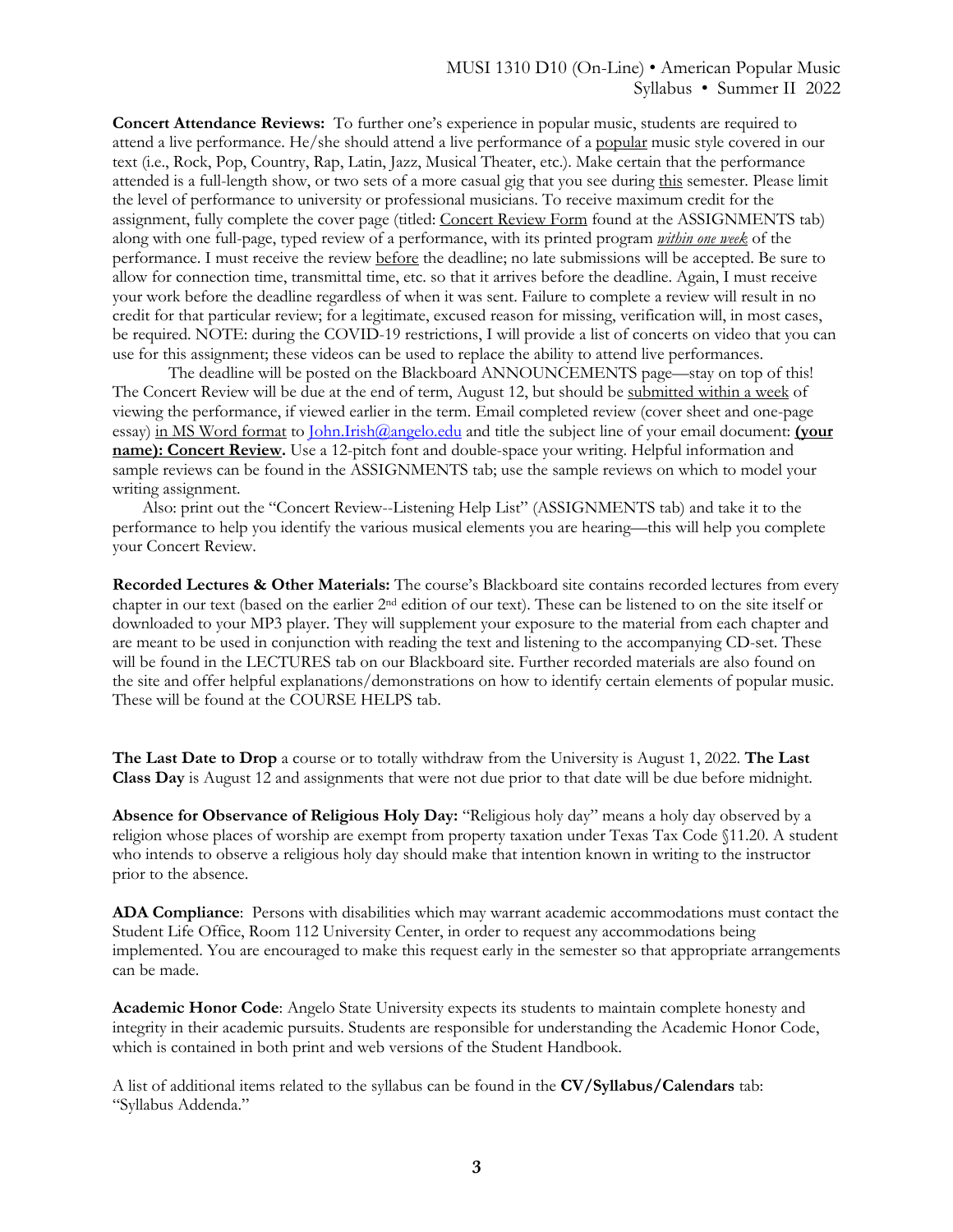**Concert Attendance Reviews:** To further one's experience in popular music, students are required to attend a live performance. He/she should attend a live performance of a popular music style covered in our text (i.e., Rock, Pop, Country, Rap, Latin, Jazz, Musical Theater, etc.). Make certain that the performance attended is a full-length show, or two sets of a more casual gig that you see during this semester. Please limit the level of performance to university or professional musicians. To receive maximum credit for the assignment, fully complete the cover page (titled: Concert Review Form found at the ASSIGNMENTS tab) along with one full-page, typed review of a performance, with its printed program ***within one week*** of the performance. I must receive the review before the deadline; no late submissions will be accepted. Be sure to allow for connection time, transmittal time, etc. so that it arrives before the deadline. Again, I must receive your work before the deadline regardless of when it was sent. Failure to complete a review will result in no credit for that particular review; for a legitimate, excused reason for missing, verification will, in most cases, be required. NOTE: during the COVID-19 restrictions, I will provide a list of concerts on video that you can use for this assignment; these videos can be used to replace the ability to attend live performances.

The deadline will be posted on the Blackboard ANNOUNCEMENTS page—stay on top of this! The Concert Review will be due at the end of term, August 12, but should be submitted within a week of viewing the performance, if viewed earlier in the term. Email completed review (cover sheet and one-page essay) in MS Word format to John.Irish@angelo.edu and title the subject line of your email document: **(your name): Concert Review.** Use a 12-pitch font and double-space your writing. Helpful information and sample reviews can be found in the ASSIGNMENTS tab; use the sample reviews on which to model your writing assignment.

Also: print out the "Concert Review--Listening Help List" (ASSIGNMENTS tab) and take it to the performance to help you identify the various musical elements you are hearing—this will help you complete your Concert Review.

**Recorded Lectures & Other Materials:** The course's Blackboard site contains recorded lectures from every chapter in our text (based on the earlier 2nd edition of our text). These can be listened to on the site itself or downloaded to your MP3 player. They will supplement your exposure to the material from each chapter and are meant to be used in conjunction with reading the text and listening to the accompanying CD-set. These will be found in the LECTURES tab on our Blackboard site. Further recorded materials are also found on the site and offer helpful explanations/demonstrations on how to identify certain elements of popular music. These will be found at the COURSE HELPS tab.

**The Last Date to Drop** a course or to totally withdraw from the University is August 1, 2022. **The Last Class Day** is August 12 and assignments that were not due prior to that date will be due before midnight.

**Absence for Observance of Religious Holy Day:** "Religious holy day" means a holy day observed by a religion whose places of worship are exempt from property taxation under Texas Tax Code §11.20. A student who intends to observe a religious holy day should make that intention known in writing to the instructor prior to the absence.

**ADA Compliance**: Persons with disabilities which may warrant academic accommodations must contact the Student Life Office, Room 112 University Center, in order to request any accommodations being implemented. You are encouraged to make this request early in the semester so that appropriate arrangements can be made.

**Academic Honor Code**: Angelo State University expects its students to maintain complete honesty and integrity in their academic pursuits. Students are responsible for understanding the Academic Honor Code, which is contained in both print and web versions of the Student Handbook.

A list of additional items related to the syllabus can be found in the **CV/Syllabus/Calendars** tab: "Syllabus Addenda."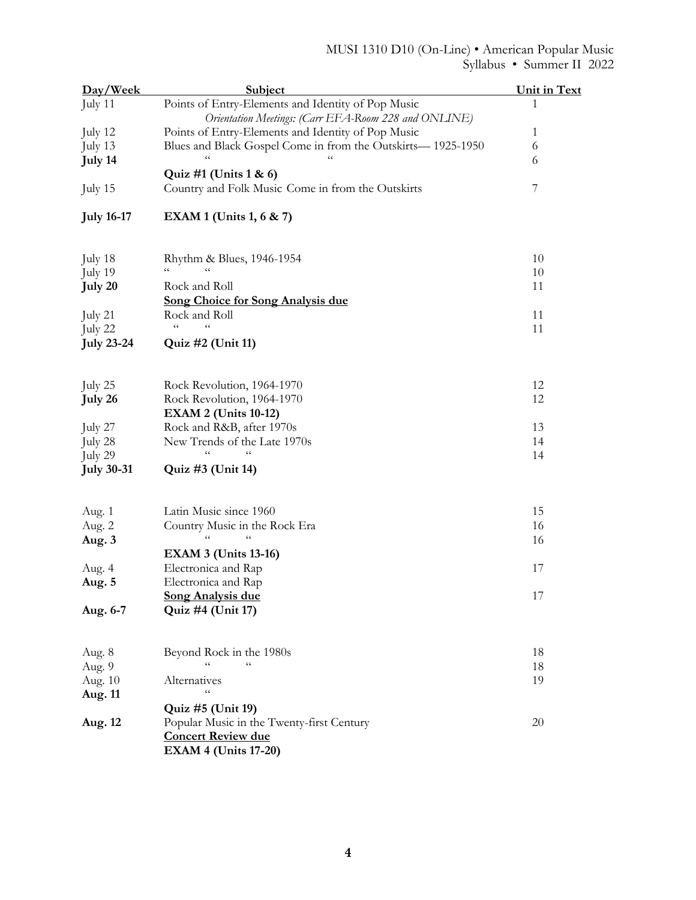| Day/Week | Subject | Unit in Text |
|---|---|---|
| July 11 | Points of Entry-Elements and Identity of Pop Music<br>*Orientation Meetings: (Carr EFA-Room 228 and ONLINE)* | 1 |
| July 12 | Points of Entry-Elements and Identity of Pop Music | 1 |
| July 13 | Blues and Black Gospel Come in from the Outskirts— 1925-1950 | 6 |
| **July 14** | "   " | 6 |
| | **Quiz #1 (Units 1 & 6)** | |
| July 15 | Country and Folk Music Come in from the Outskirts | 7 |
| **July 16-17** | **EXAM 1 (Units 1, 6 & 7)** | |
| | | |
| July 18 | Rhythm & Blues, 1946-1954 | 10 |
| July 19 | "   " | 10 |
| **July 20** | Rock and Roll | 11 |
| | **<u>Song Choice for Song Analysis due</u>** | |
| July 21 | Rock and Roll | 11 |
| July 22 | "   " | 11 |
| **July 23-24** | **Quiz #2 (Unit 11)** | |
| | | |
| July 25 | Rock Revolution, 1964-1970 | 12 |
| **July 26** | Rock Revolution, 1964-1970 | 12 |
| | **EXAM 2 (Units 10-12)** | |
| July 27 | Rock and R&B, after 1970s | 13 |
| July 28 | New Trends of the Late 1970s | 14 |
| July 29 | "   " | 14 |
| **July 30-31** | **Quiz #3 (Unit 14)** | |
| | | |
| Aug. 1 | Latin Music since 1960 | 15 |
| Aug. 2 | Country Music in the Rock Era | 16 |
| **Aug. 3** | "   " | 16 |
| | **EXAM 3 (Units 13-16)** | |
| Aug. 4 | Electronica and Rap | 17 |
| **Aug. 5** | Electronica and Rap | |
| | **<u>Song Analysis due</u>** | 17 |
| **Aug. 6-7** | **Quiz #4 (Unit 17)** | |
| | | |
| Aug. 8 | Beyond Rock in the 1980s | 18 |
| Aug. 9 | "   " | 18 |
| Aug. 10 | Alternatives | 19 |
| **Aug. 11** | " | |
| | **Quiz #5 (Unit 19)** | |
| **Aug. 12** | Popular Music in the Twenty-first Century | 20 |
| | **<u>Concert Review due</u>** | |
| | **EXAM 4 (Units 17-20)** | |